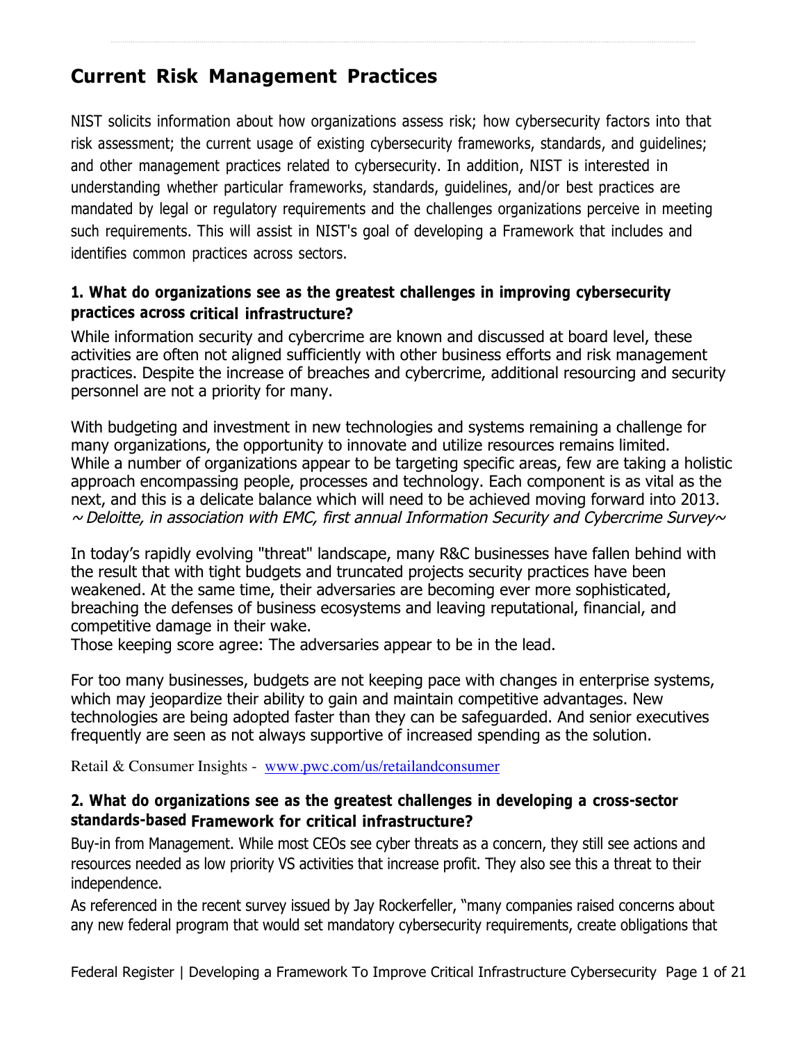## Current Risk Management Practices

NIST solicits information about how organizations assess risk; how cybersecurity factors into that risk assessment; the current usage of existing cybersecurity frameworks, standards, and guidelines; and other management practices related to cybersecurity. In addition, NIST is interested in understanding whether particular frameworks, standards, guidelines, and/or best practices are mandated by legal or regulatory requirements and the challenges organizations perceive in meeting such requirements. This will assist in NIST's goal of developing a Framework that includes and identifies common practices across sectors.

### 1. What do organizations see as the greatest challenges in improving cybersecurity practices across critical infrastructure?

While information security and cybercrime are known and discussed at board level, these activities are often not aligned sufficiently with other business efforts and risk management practices. Despite the increase of breaches and cybercrime, additional resourcing and security personnel are not a priority for many.

With budgeting and investment in new technologies and systems remaining a challenge for many organizations, the opportunity to innovate and utilize resources remains limited. While a number of organizations appear to be targeting specific areas, few are taking a holistic approach encompassing people, processes and technology. Each component is as vital as the next, and this is a delicate balance which will need to be achieved moving forward into 2013.
*~ Deloitte, in association with EMC, first annual Information Security and Cybercrime Survey~*

In today's rapidly evolving "threat" landscape, many R&C businesses have fallen behind with the result that with tight budgets and truncated projects security practices have been weakened. At the same time, their adversaries are becoming ever more sophisticated, breaching the defenses of business ecosystems and leaving reputational, financial, and competitive damage in their wake.
Those keeping score agree: The adversaries appear to be in the lead.

For too many businesses, budgets are not keeping pace with changes in enterprise systems, which may jeopardize their ability to gain and maintain competitive advantages. New technologies are being adopted faster than they can be safeguarded. And senior executives frequently are seen as not always supportive of increased spending as the solution.

Retail & Consumer Insights - [www.pwc.com/us/retailandconsumer](www.pwc.com/us/retailandconsumer)

### 2. What do organizations see as the greatest challenges in developing a cross-sector standards-based Framework for critical infrastructure?

Buy-in from Management. While most CEOs see cyber threats as a concern, they still see actions and resources needed as low priority VS activities that increase profit. They also see this a threat to their independence.

As referenced in the recent survey issued by Jay Rockerfeller, "many companies raised concerns about any new federal program that would set mandatory cybersecurity requirements, create obligations that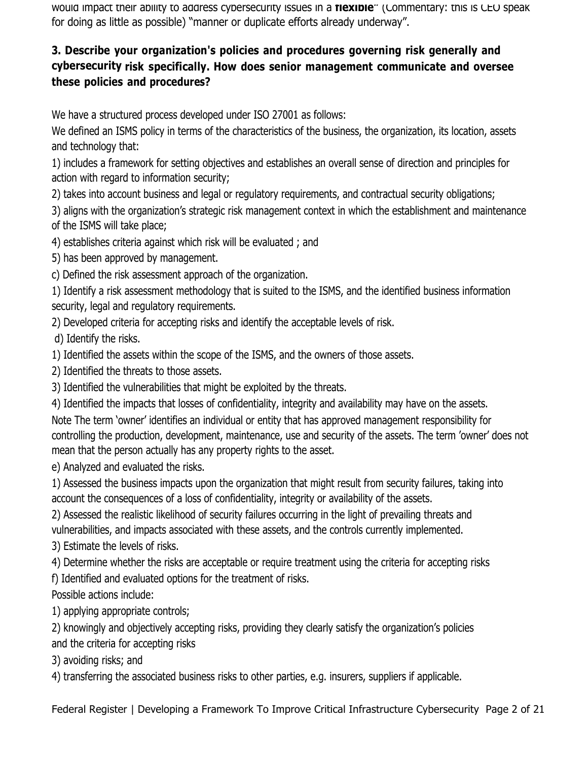would impact their ability to address cybersecurity issues in a **flexible**" (Commentary: this is CEO speak for doing as little as possible) "manner or duplicate efforts already underway".

### 3. Describe your organization's policies and procedures governing risk generally and cybersecurity risk specifically. How does senior management communicate and oversee these policies and procedures?

We have a structured process developed under ISO 27001 as follows:

We defined an ISMS policy in terms of the characteristics of the business, the organization, its location, assets and technology that:

1) includes a framework for setting objectives and establishes an overall sense of direction and principles for action with regard to information security;

2) takes into account business and legal or regulatory requirements, and contractual security obligations;

3) aligns with the organization's strategic risk management context in which the establishment and maintenance of the ISMS will take place;

4) establishes criteria against which risk will be evaluated ; and

5) has been approved by management.

c) Defined the risk assessment approach of the organization.

1) Identify a risk assessment methodology that is suited to the ISMS, and the identified business information security, legal and regulatory requirements.

2) Developed criteria for accepting risks and identify the acceptable levels of risk.

d) Identify the risks.

1) Identified the assets within the scope of the ISMS, and the owners of those assets.

2) Identified the threats to those assets.

3) Identified the vulnerabilities that might be exploited by the threats.

4) Identified the impacts that losses of confidentiality, integrity and availability may have on the assets.

Note The term 'owner' identifies an individual or entity that has approved management responsibility for controlling the production, development, maintenance, use and security of the assets. The term 'owner' does not mean that the person actually has any property rights to the asset.

e) Analyzed and evaluated the risks.

1) Assessed the business impacts upon the organization that might result from security failures, taking into account the consequences of a loss of confidentiality, integrity or availability of the assets.

2) Assessed the realistic likelihood of security failures occurring in the light of prevailing threats and vulnerabilities, and impacts associated with these assets, and the controls currently implemented.

3) Estimate the levels of risks.

4) Determine whether the risks are acceptable or require treatment using the criteria for accepting risks

f) Identified and evaluated options for the treatment of risks.

Possible actions include:

1) applying appropriate controls;

2) knowingly and objectively accepting risks, providing they clearly satisfy the organization's policies and the criteria for accepting risks

3) avoiding risks; and

4) transferring the associated business risks to other parties, e.g. insurers, suppliers if applicable.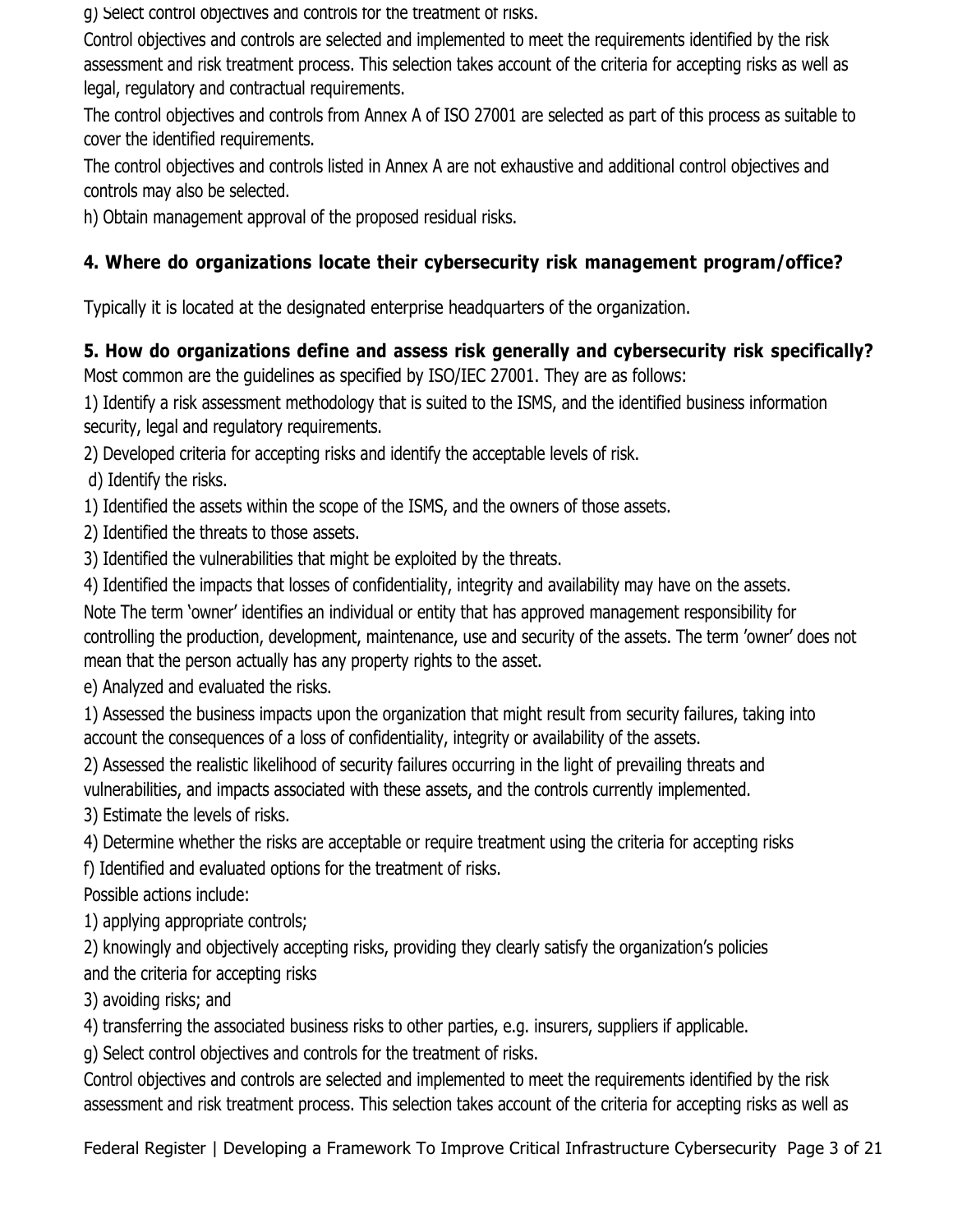g) Select control objectives and controls for the treatment of risks.

Control objectives and controls are selected and implemented to meet the requirements identified by the risk assessment and risk treatment process. This selection takes account of the criteria for accepting risks as well as legal, regulatory and contractual requirements.

The control objectives and controls from Annex A of ISO 27001 are selected as part of this process as suitable to cover the identified requirements.

The control objectives and controls listed in Annex A are not exhaustive and additional control objectives and controls may also be selected.

h) Obtain management approval of the proposed residual risks.

**4. Where do organizations locate their cybersecurity risk management program/office?**

Typically it is located at the designated enterprise headquarters of the organization.

**5. How do organizations define and assess risk generally and cybersecurity risk specifically?**

Most common are the guidelines as specified by ISO/IEC 27001. They are as follows:

1) Identify a risk assessment methodology that is suited to the ISMS, and the identified business information security, legal and regulatory requirements.

2) Developed criteria for accepting risks and identify the acceptable levels of risk.

d) Identify the risks.

1) Identified the assets within the scope of the ISMS, and the owners of those assets.

2) Identified the threats to those assets.

3) Identified the vulnerabilities that might be exploited by the threats.

4) Identified the impacts that losses of confidentiality, integrity and availability may have on the assets.

Note The term 'owner' identifies an individual or entity that has approved management responsibility for controlling the production, development, maintenance, use and security of the assets. The term 'owner' does not mean that the person actually has any property rights to the asset.

e) Analyzed and evaluated the risks.

1) Assessed the business impacts upon the organization that might result from security failures, taking into account the consequences of a loss of confidentiality, integrity or availability of the assets.

2) Assessed the realistic likelihood of security failures occurring in the light of prevailing threats and vulnerabilities, and impacts associated with these assets, and the controls currently implemented.

3) Estimate the levels of risks.

4) Determine whether the risks are acceptable or require treatment using the criteria for accepting risks

f) Identified and evaluated options for the treatment of risks.

Possible actions include:

1) applying appropriate controls;

2) knowingly and objectively accepting risks, providing they clearly satisfy the organization's policies and the criteria for accepting risks

3) avoiding risks; and

4) transferring the associated business risks to other parties, e.g. insurers, suppliers if applicable.

g) Select control objectives and controls for the treatment of risks.

Control objectives and controls are selected and implemented to meet the requirements identified by the risk assessment and risk treatment process. This selection takes account of the criteria for accepting risks as well as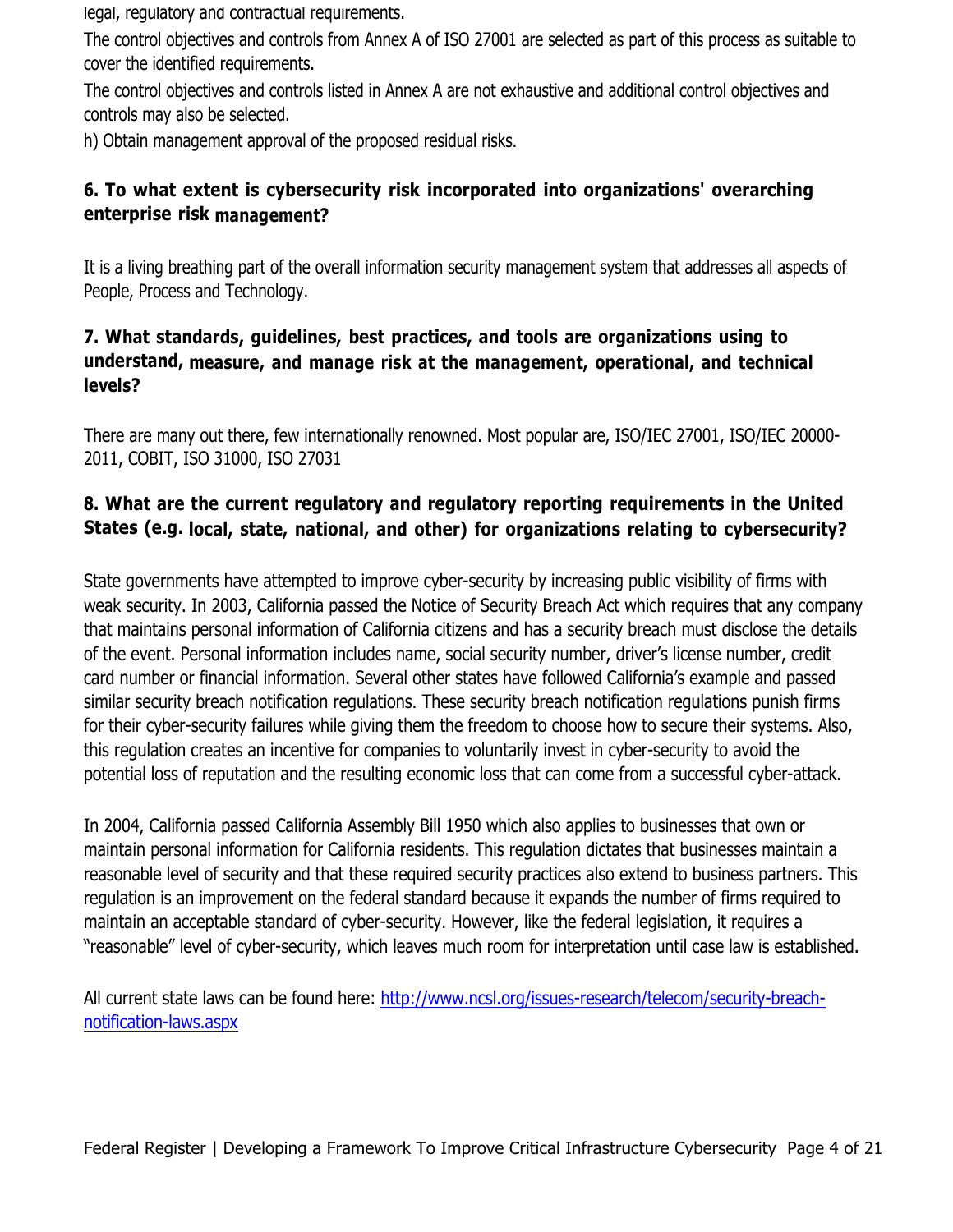legal, regulatory and contractual requirements.

The control objectives and controls from Annex A of ISO 27001 are selected as part of this process as suitable to cover the identified requirements.

The control objectives and controls listed in Annex A are not exhaustive and additional control objectives and controls may also be selected.

h) Obtain management approval of the proposed residual risks.

### 6. To what extent is cybersecurity risk incorporated into organizations' overarching enterprise risk management?

It is a living breathing part of the overall information security management system that addresses all aspects of People, Process and Technology.

### 7. What standards, guidelines, best practices, and tools are organizations using to understand, measure, and manage risk at the management, operational, and technical levels?

There are many out there, few internationally renowned. Most popular are, ISO/IEC 27001, ISO/IEC 20000-2011, COBIT, ISO 31000, ISO 27031

### 8. What are the current regulatory and regulatory reporting requirements in the United States (e.g. local, state, national, and other) for organizations relating to cybersecurity?

State governments have attempted to improve cyber-security by increasing public visibility of firms with weak security. In 2003, California passed the Notice of Security Breach Act which requires that any company that maintains personal information of California citizens and has a security breach must disclose the details of the event. Personal information includes name, social security number, driver's license number, credit card number or financial information. Several other states have followed California's example and passed similar security breach notification regulations. These security breach notification regulations punish firms for their cyber-security failures while giving them the freedom to choose how to secure their systems. Also, this regulation creates an incentive for companies to voluntarily invest in cyber-security to avoid the potential loss of reputation and the resulting economic loss that can come from a successful cyber-attack.

In 2004, California passed California Assembly Bill 1950 which also applies to businesses that own or maintain personal information for California residents. This regulation dictates that businesses maintain a reasonable level of security and that these required security practices also extend to business partners. This regulation is an improvement on the federal standard because it expands the number of firms required to maintain an acceptable standard of cyber-security. However, like the federal legislation, it requires a "reasonable" level of cyber-security, which leaves much room for interpretation until case law is established.

All current state laws can be found here: [http://www.ncsl.org/issues-research/telecom/security-breach-notification-laws.aspx](http://www.ncsl.org/issues-research/telecom/security-breach-notification-laws.aspx)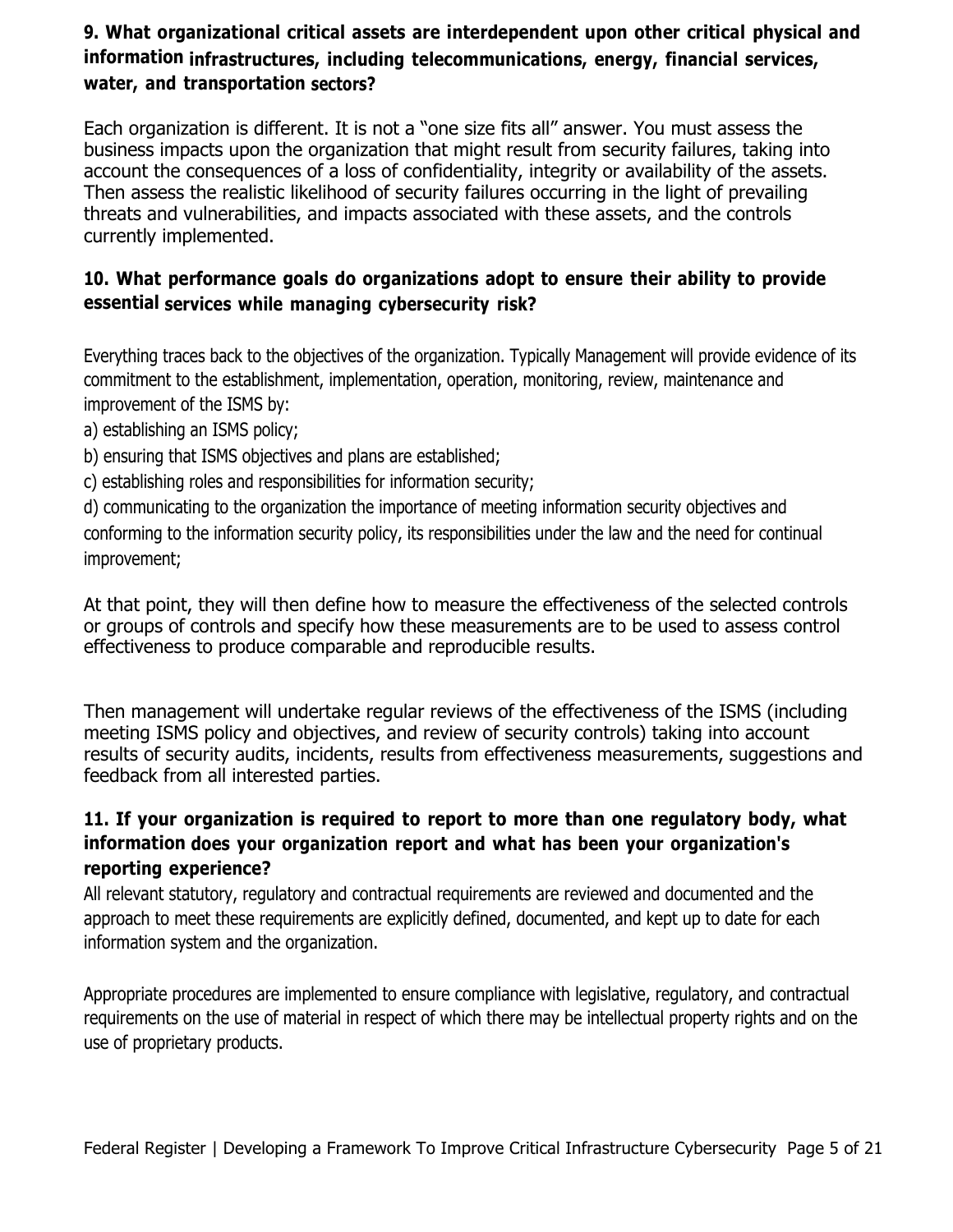**9. What organizational critical assets are interdependent upon other critical physical and information infrastructures, including telecommunications, energy, financial services, water, and transportation sectors?**

Each organization is different. It is not a "one size fits all" answer. You must assess the business impacts upon the organization that might result from security failures, taking into account the consequences of a loss of confidentiality, integrity or availability of the assets. Then assess the realistic likelihood of security failures occurring in the light of prevailing threats and vulnerabilities, and impacts associated with these assets, and the controls currently implemented.

**10. What performance goals do organizations adopt to ensure their ability to provide essential services while managing cybersecurity risk?**

Everything traces back to the objectives of the organization. Typically Management will provide evidence of its commitment to the establishment, implementation, operation, monitoring, review, maintenance and improvement of the ISMS by:

a) establishing an ISMS policy;

b) ensuring that ISMS objectives and plans are established;

c) establishing roles and responsibilities for information security;

d) communicating to the organization the importance of meeting information security objectives and conforming to the information security policy, its responsibilities under the law and the need for continual improvement;

At that point, they will then define how to measure the effectiveness of the selected controls or groups of controls and specify how these measurements are to be used to assess control effectiveness to produce comparable and reproducible results.

Then management will undertake regular reviews of the effectiveness of the ISMS (including meeting ISMS policy and objectives, and review of security controls) taking into account results of security audits, incidents, results from effectiveness measurements, suggestions and feedback from all interested parties.

**11. If your organization is required to report to more than one regulatory body, what information does your organization report and what has been your organization's reporting experience?**

All relevant statutory, regulatory and contractual requirements are reviewed and documented and the approach to meet these requirements are explicitly defined, documented, and kept up to date for each information system and the organization.

Appropriate procedures are implemented to ensure compliance with legislative, regulatory, and contractual requirements on the use of material in respect of which there may be intellectual property rights and on the use of proprietary products.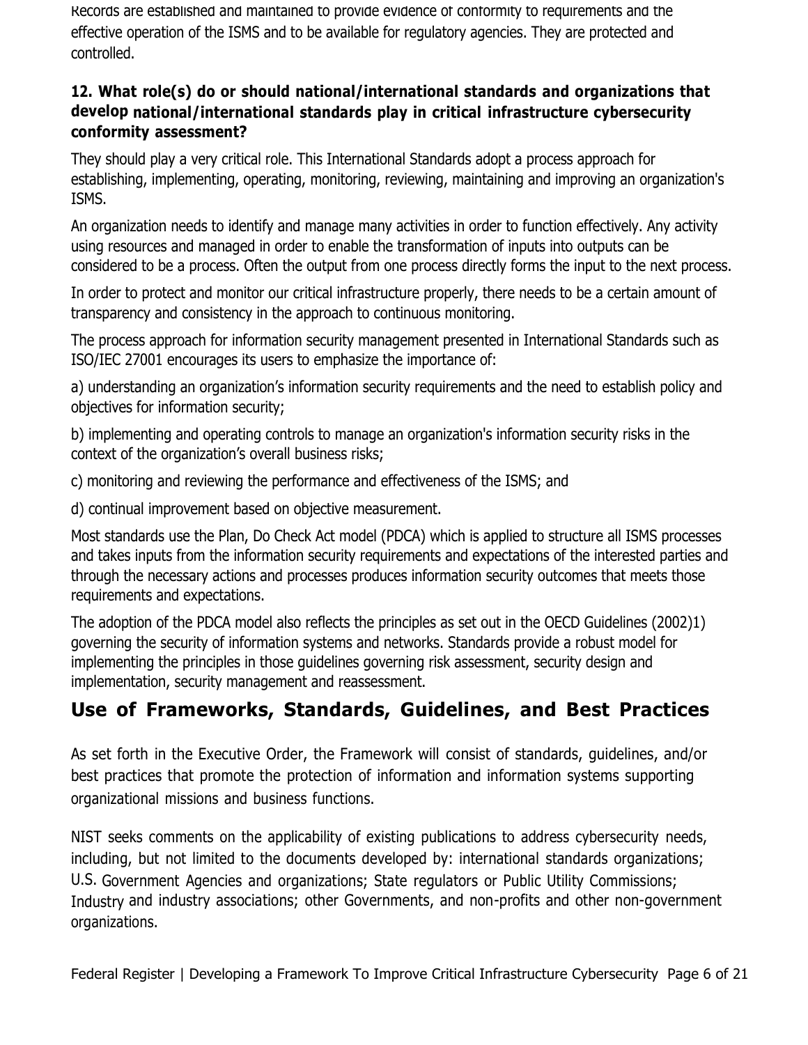Records are established and maintained to provide evidence of conformity to requirements and the effective operation of the ISMS and to be available for regulatory agencies. They are protected and controlled.

### 12. What role(s) do or should national/international standards and organizations that develop national/international standards play in critical infrastructure cybersecurity conformity assessment?

They should play a very critical role. This International Standards adopt a process approach for establishing, implementing, operating, monitoring, reviewing, maintaining and improving an organization's ISMS.

An organization needs to identify and manage many activities in order to function effectively. Any activity using resources and managed in order to enable the transformation of inputs into outputs can be considered to be a process. Often the output from one process directly forms the input to the next process.

In order to protect and monitor our critical infrastructure properly, there needs to be a certain amount of transparency and consistency in the approach to continuous monitoring.

The process approach for information security management presented in International Standards such as ISO/IEC 27001 encourages its users to emphasize the importance of:

a) understanding an organization's information security requirements and the need to establish policy and objectives for information security;

b) implementing and operating controls to manage an organization's information security risks in the context of the organization's overall business risks;

c) monitoring and reviewing the performance and effectiveness of the ISMS; and

d) continual improvement based on objective measurement.

Most standards use the Plan, Do Check Act model (PDCA) which is applied to structure all ISMS processes and takes inputs from the information security requirements and expectations of the interested parties and through the necessary actions and processes produces information security outcomes that meets those requirements and expectations.

The adoption of the PDCA model also reflects the principles as set out in the OECD Guidelines (2002)1) governing the security of information systems and networks. Standards provide a robust model for implementing the principles in those guidelines governing risk assessment, security design and implementation, security management and reassessment.

## Use of Frameworks, Standards, Guidelines, and Best Practices

As set forth in the Executive Order, the Framework will consist of standards, guidelines, and/or best practices that promote the protection of information and information systems supporting organizational missions and business functions.

NIST seeks comments on the applicability of existing publications to address cybersecurity needs, including, but not limited to the documents developed by: international standards organizations; U.S. Government Agencies and organizations; State regulators or Public Utility Commissions; Industry and industry associations; other Governments, and non-profits and other non-government organizations.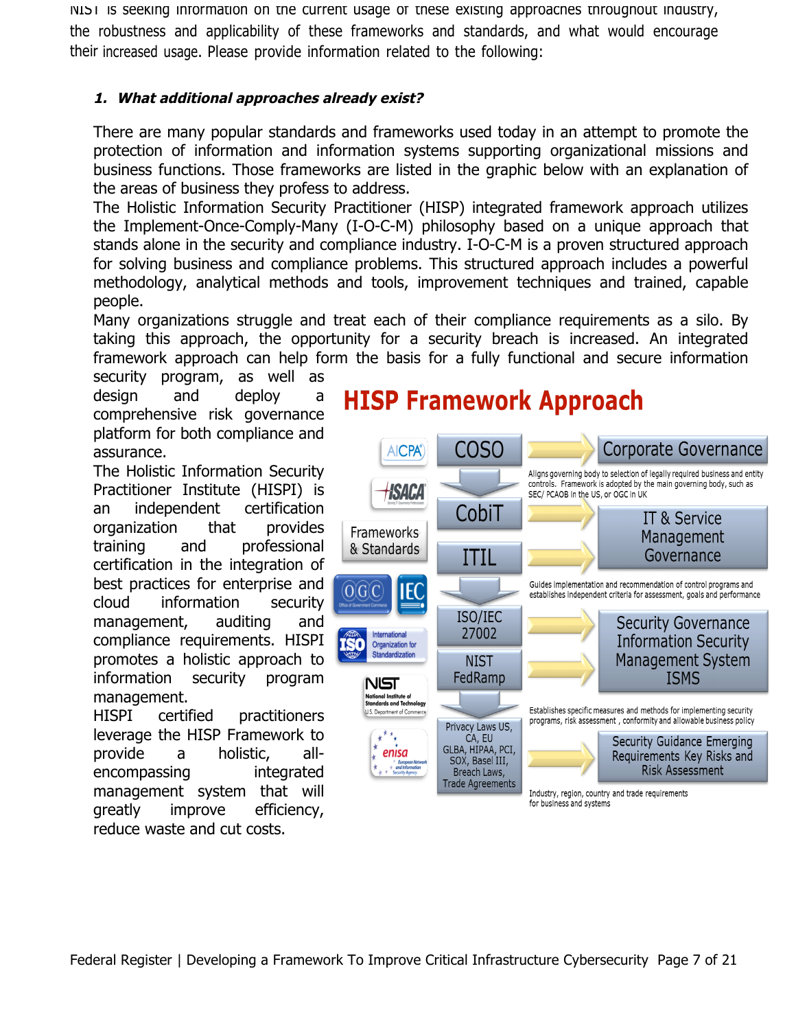NIST is seeking information on the current usage of these existing approaches throughout industry, the robustness and applicability of these frameworks and standards, and what would encourage their increased usage. Please provide information related to the following:

***1. What additional approaches already exist?***

There are many popular standards and frameworks used today in an attempt to promote the protection of information and information systems supporting organizational missions and business functions. Those frameworks are listed in the graphic below with an explanation of the areas of business they profess to address.

The Holistic Information Security Practitioner (HISP) integrated framework approach utilizes the Implement-Once-Comply-Many (I-O-C-M) philosophy based on a unique approach that stands alone in the security and compliance industry. I-O-C-M is a proven structured approach for solving business and compliance problems. This structured approach includes a powerful methodology, analytical methods and tools, improvement techniques and trained, capable people.

Many organizations struggle and treat each of their compliance requirements as a silo. By taking this approach, the opportunity for a security breach is increased. An integrated framework approach can help form the basis for a fully functional and secure information security program, as well as design and deploy a comprehensive risk governance platform for both compliance and assurance.

The Holistic Information Security Practitioner Institute (HISPI) is an independent certification organization that provides training and professional certification in the integration of best practices for enterprise and cloud information security management, auditing and compliance requirements. HISPI promotes a holistic approach to information security program management.

HISPI certified practitioners leverage the HISP Framework to provide a holistic, all-encompassing integrated management system that will greatly improve efficiency, reduce waste and cut costs.

**HISP Framework Approach**

AICPA
ISACA
Frameworks & Standards
OGC
IEC
ISO International Organization for Standardization
NIST National Institute of Standards and Technology U.S. Department of Commerce
enisa European Network and Information Security Agency

COSO
CobiT
ITIL
ISO/IEC 27002
NIST FedRamp
Privacy Laws US, CA, EU GLBA, HIPAA, PCI, SOX, Basel III, Breach Laws, Trade Agreements

Corporate Governance
Aligns governing body to selection of legally required business and entity controls. Framework is adopted by the main governing body, such as SEC/ PCAOB in the US, or OGC in UK

IT & Service Management Governance
Guides implementation and recommendation of control programs and establishes independent criteria for assessment, goals and performance

Security Governance Information Security Management System ISMS
Establishes specific measures and methods for implementing security programs, risk assessment , conformity and allowable business policy

Security Guidance Emerging Requirements Key Risks and Risk Assessment
Industry, region, country and trade requirements for business and systems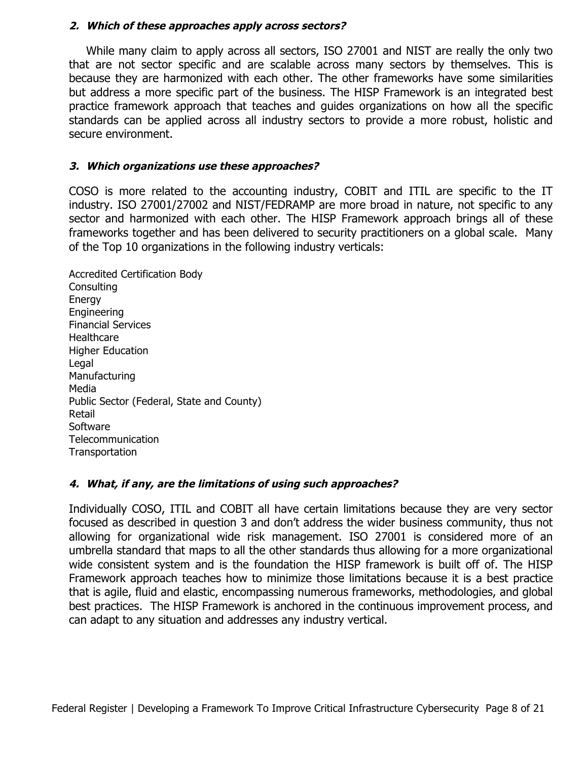### *2. Which of these approaches apply across sectors?*

While many claim to apply across all sectors, ISO 27001 and NIST are really the only two that are not sector specific and are scalable across many sectors by themselves. This is because they are harmonized with each other. The other frameworks have some similarities but address a more specific part of the business. The HISP Framework is an integrated best practice framework approach that teaches and guides organizations on how all the specific standards can be applied across all industry sectors to provide a more robust, holistic and secure environment.

### *3. Which organizations use these approaches?*

COSO is more related to the accounting industry, COBIT and ITIL are specific to the IT industry. ISO 27001/27002 and NIST/FEDRAMP are more broad in nature, not specific to any sector and harmonized with each other. The HISP Framework approach brings all of these frameworks together and has been delivered to security practitioners on a global scale. Many of the Top 10 organizations in the following industry verticals:

Accredited Certification Body
Consulting
Energy
Engineering
Financial Services
Healthcare
Higher Education
Legal
Manufacturing
Media
Public Sector (Federal, State and County)
Retail
Software
Telecommunication
Transportation

### *4. What, if any, are the limitations of using such approaches?*

Individually COSO, ITIL and COBIT all have certain limitations because they are very sector focused as described in question 3 and don't address the wider business community, thus not allowing for organizational wide risk management. ISO 27001 is considered more of an umbrella standard that maps to all the other standards thus allowing for a more organizational wide consistent system and is the foundation the HISP framework is built off of. The HISP Framework approach teaches how to minimize those limitations because it is a best practice that is agile, fluid and elastic, encompassing numerous frameworks, methodologies, and global best practices. The HISP Framework is anchored in the continuous improvement process, and can adapt to any situation and addresses any industry vertical.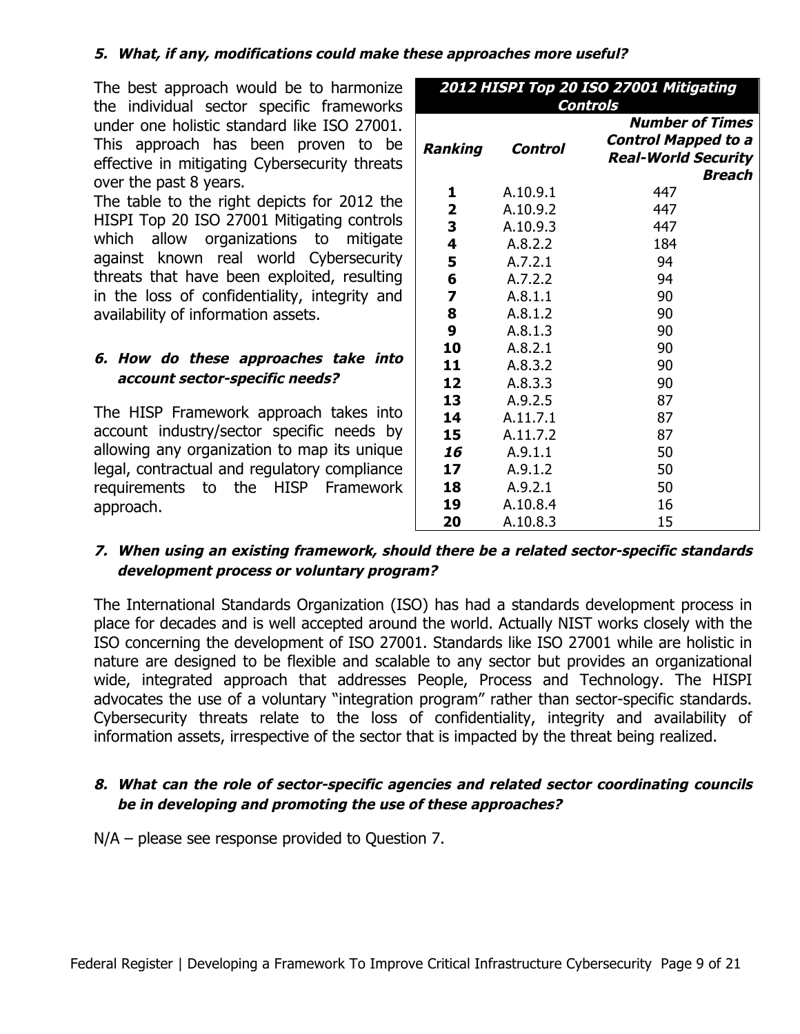***5. What, if any, modifications could make these approaches more useful?***

The best approach would be to harmonize the individual sector specific frameworks under one holistic standard like ISO 27001. This approach has been proven to be effective in mitigating Cybersecurity threats over the past 8 years.

The table to the right depicts for 2012 the HISPI Top 20 ISO 27001 Mitigating controls which allow organizations to mitigate against known real world Cybersecurity threats that have been exploited, resulting in the loss of confidentiality, integrity and availability of information assets.

***2012 HISPI Top 20 ISO 27001 Mitigating Controls***

| ***Ranking*** | ***Control*** | ***Number of Times Control Mapped to a Real-World Security Breach*** |
|---|---|---|
| **1** | A.10.9.1 | 447 |
| **2** | A.10.9.2 | 447 |
| **3** | A.10.9.3 | 447 |
| **4** | A.8.2.2 | 184 |
| **5** | A.7.2.1 | 94 |
| **6** | A.7.2.2 | 94 |
| **7** | A.8.1.1 | 90 |
| **8** | A.8.1.2 | 90 |
| **9** | A.8.1.3 | 90 |
| **10** | A.8.2.1 | 90 |
| **11** | A.8.3.2 | 90 |
| **12** | A.8.3.3 | 90 |
| **13** | A.9.2.5 | 87 |
| **14** | A.11.7.1 | 87 |
| **15** | A.11.7.2 | 87 |
| ***16*** | A.9.1.1 | 50 |
| **17** | A.9.1.2 | 50 |
| **18** | A.9.2.1 | 50 |
| **19** | A.10.8.4 | 16 |
| **20** | A.10.8.3 | 15 |

***6. How do these approaches take into account sector-specific needs?***

The HISP Framework approach takes into account industry/sector specific needs by allowing any organization to map its unique legal, contractual and regulatory compliance requirements to the HISP Framework approach.

***7. When using an existing framework, should there be a related sector-specific standards development process or voluntary program?***

The International Standards Organization (ISO) has had a standards development process in place for decades and is well accepted around the world. Actually NIST works closely with the ISO concerning the development of ISO 27001. Standards like ISO 27001 while are holistic in nature are designed to be flexible and scalable to any sector but provides an organizational wide, integrated approach that addresses People, Process and Technology. The HISPI advocates the use of a voluntary "integration program" rather than sector-specific standards. Cybersecurity threats relate to the loss of confidentiality, integrity and availability of information assets, irrespective of the sector that is impacted by the threat being realized.

***8. What can the role of sector-specific agencies and related sector coordinating councils be in developing and promoting the use of these approaches?***

N/A – please see response provided to Question 7.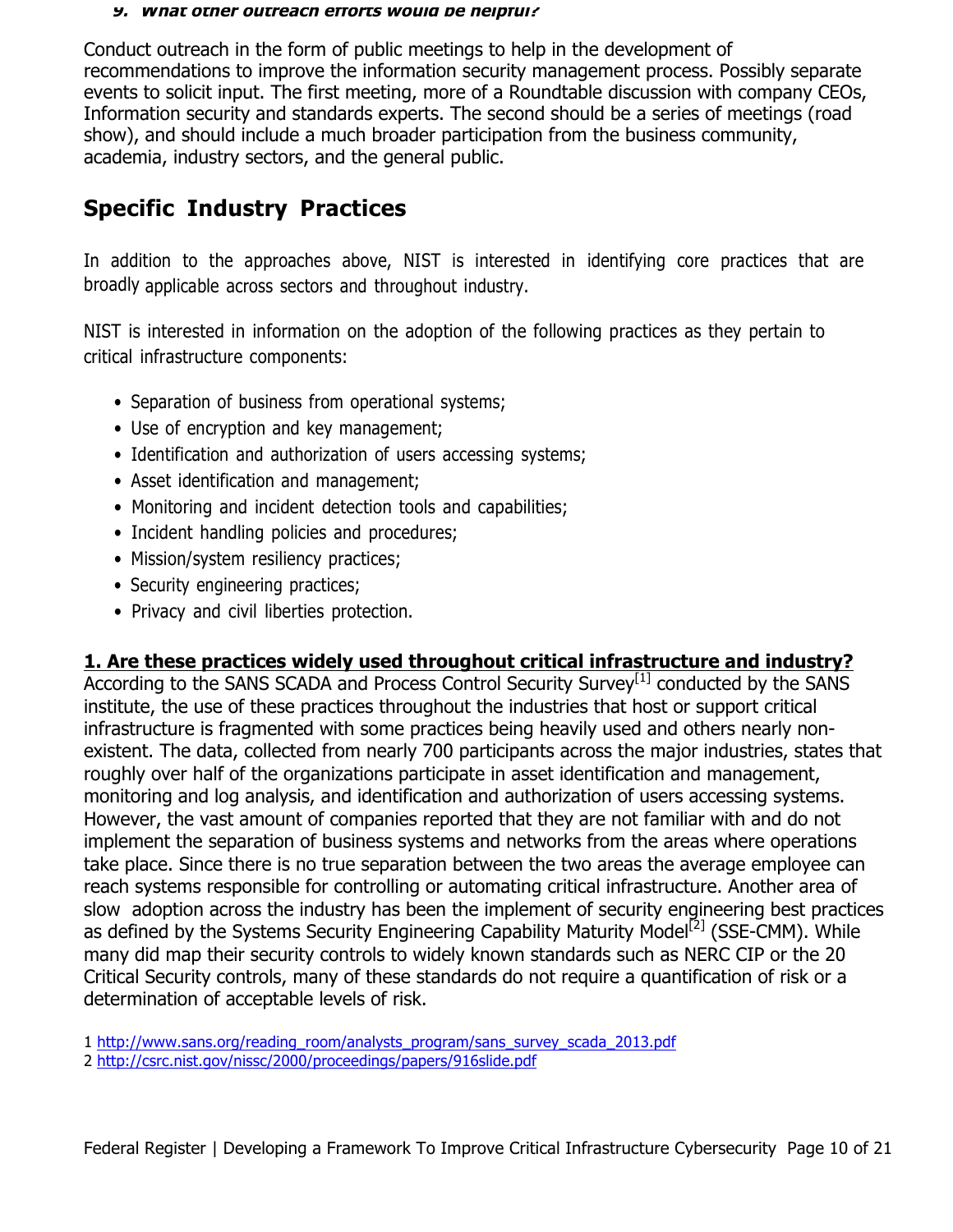***9. What other outreach efforts would be helpful?***

Conduct outreach in the form of public meetings to help in the development of recommendations to improve the information security management process. Possibly separate events to solicit input. The first meeting, more of a Roundtable discussion with company CEOs, Information security and standards experts. The second should be a series of meetings (road show), and should include a much broader participation from the business community, academia, industry sectors, and the general public.

## Specific Industry Practices

In addition to the approaches above, NIST is interested in identifying core practices that are broadly applicable across sectors and throughout industry.

NIST is interested in information on the adoption of the following practices as they pertain to critical infrastructure components:

- Separation of business from operational systems;
- Use of encryption and key management;
- Identification and authorization of users accessing systems;
- Asset identification and management;
- Monitoring and incident detection tools and capabilities;
- Incident handling policies and procedures;
- Mission/system resiliency practices;
- Security engineering practices;
- Privacy and civil liberties protection.

**1. Are these practices widely used throughout critical infrastructure and industry?**

According to the SANS SCADA and Process Control Security Survey[1] conducted by the SANS institute, the use of these practices throughout the industries that host or support critical infrastructure is fragmented with some practices being heavily used and others nearly non-existent. The data, collected from nearly 700 participants across the major industries, states that roughly over half of the organizations participate in asset identification and management, monitoring and log analysis, and identification and authorization of users accessing systems. However, the vast amount of companies reported that they are not familiar with and do not implement the separation of business systems and networks from the areas where operations take place. Since there is no true separation between the two areas the average employee can reach systems responsible for controlling or automating critical infrastructure. Another area of slow adoption across the industry has been the implement of security engineering best practices as defined by the Systems Security Engineering Capability Maturity Model[2] (SSE-CMM). While many did map their security controls to widely known standards such as NERC CIP or the 20 Critical Security controls, many of these standards do not require a quantification of risk or a determination of acceptable levels of risk.

1 http://www.sans.org/reading_room/analysts_program/sans_survey_scada_2013.pdf
2 http://csrc.nist.gov/nissc/2000/proceedings/papers/916slide.pdf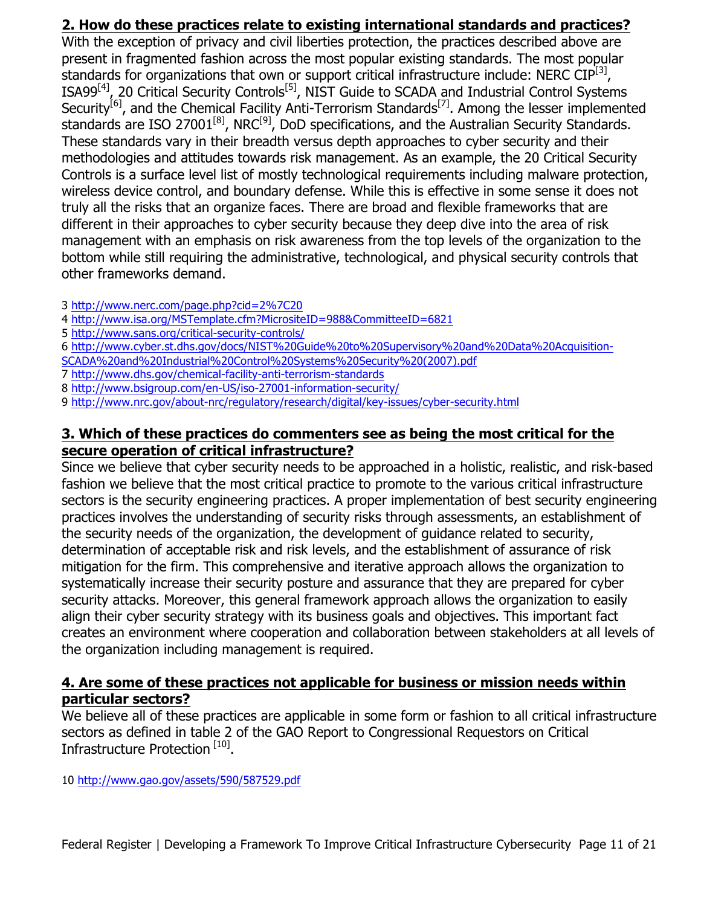## 2. How do these practices relate to existing international standards and practices?

With the exception of privacy and civil liberties protection, the practices described above are present in fragmented fashion across the most popular existing standards. The most popular standards for organizations that own or support critical infrastructure include: NERC CIP[3], ISA99[4], 20 Critical Security Controls[5], NIST Guide to SCADA and Industrial Control Systems Security[6], and the Chemical Facility Anti-Terrorism Standards[7]. Among the lesser implemented standards are ISO 27001[8], NRC[9], DoD specifications, and the Australian Security Standards. These standards vary in their breadth versus depth approaches to cyber security and their methodologies and attitudes towards risk management. As an example, the 20 Critical Security Controls is a surface level list of mostly technological requirements including malware protection, wireless device control, and boundary defense. While this is effective in some sense it does not truly all the risks that an organize faces. There are broad and flexible frameworks that are different in their approaches to cyber security because they deep dive into the area of risk management with an emphasis on risk awareness from the top levels of the organization to the bottom while still requiring the administrative, technological, and physical security controls that other frameworks demand.

3 http://www.nerc.com/page.php?cid=2%7C20
4 http://www.isa.org/MSTemplate.cfm?MicrositeID=988&CommitteeID=6821
5 http://www.sans.org/critical-security-controls/
6 http://www.cyber.st.dhs.gov/docs/NIST%20Guide%20to%20Supervisory%20and%20Data%20Acquisition-SCADA%20and%20Industrial%20Control%20Systems%20Security%20(2007).pdf
7 http://www.dhs.gov/chemical-facility-anti-terrorism-standards
8 http://www.bsigroup.com/en-US/iso-27001-information-security/
9 http://www.nrc.gov/about-nrc/regulatory/research/digital/key-issues/cyber-security.html

## 3. Which of these practices do commenters see as being the most critical for the secure operation of critical infrastructure?

Since we believe that cyber security needs to be approached in a holistic, realistic, and risk-based fashion we believe that the most critical practice to promote to the various critical infrastructure sectors is the security engineering practices. A proper implementation of best security engineering practices involves the understanding of security risks through assessments, an establishment of the security needs of the organization, the development of guidance related to security, determination of acceptable risk and risk levels, and the establishment of assurance of risk mitigation for the firm. This comprehensive and iterative approach allows the organization to systematically increase their security posture and assurance that they are prepared for cyber security attacks. Moreover, this general framework approach allows the organization to easily align their cyber security strategy with its business goals and objectives. This important fact creates an environment where cooperation and collaboration between stakeholders at all levels of the organization including management is required.

## 4. Are some of these practices not applicable for business or mission needs within particular sectors?

We believe all of these practices are applicable in some form or fashion to all critical infrastructure sectors as defined in table 2 of the GAO Report to Congressional Requestors on Critical Infrastructure Protection [10].

10 http://www.gao.gov/assets/590/587529.pdf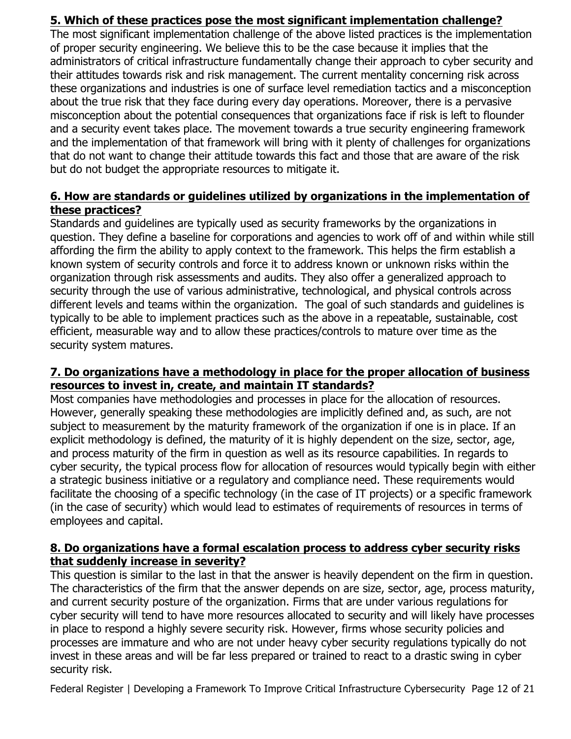**5. Which of these practices pose the most significant implementation challenge?**

The most significant implementation challenge of the above listed practices is the implementation of proper security engineering. We believe this to be the case because it implies that the administrators of critical infrastructure fundamentally change their approach to cyber security and their attitudes towards risk and risk management. The current mentality concerning risk across these organizations and industries is one of surface level remediation tactics and a misconception about the true risk that they face during every day operations. Moreover, there is a pervasive misconception about the potential consequences that organizations face if risk is left to flounder and a security event takes place. The movement towards a true security engineering framework and the implementation of that framework will bring with it plenty of challenges for organizations that do not want to change their attitude towards this fact and those that are aware of the risk but do not budget the appropriate resources to mitigate it.

**6. How are standards or guidelines utilized by organizations in the implementation of these practices?**

Standards and guidelines are typically used as security frameworks by the organizations in question. They define a baseline for corporations and agencies to work off of and within while still affording the firm the ability to apply context to the framework. This helps the firm establish a known system of security controls and force it to address known or unknown risks within the organization through risk assessments and audits. They also offer a generalized approach to security through the use of various administrative, technological, and physical controls across different levels and teams within the organization. The goal of such standards and guidelines is typically to be able to implement practices such as the above in a repeatable, sustainable, cost efficient, measurable way and to allow these practices/controls to mature over time as the security system matures.

**7. Do organizations have a methodology in place for the proper allocation of business resources to invest in, create, and maintain IT standards?**

Most companies have methodologies and processes in place for the allocation of resources. However, generally speaking these methodologies are implicitly defined and, as such, are not subject to measurement by the maturity framework of the organization if one is in place. If an explicit methodology is defined, the maturity of it is highly dependent on the size, sector, age, and process maturity of the firm in question as well as its resource capabilities. In regards to cyber security, the typical process flow for allocation of resources would typically begin with either a strategic business initiative or a regulatory and compliance need. These requirements would facilitate the choosing of a specific technology (in the case of IT projects) or a specific framework (in the case of security) which would lead to estimates of requirements of resources in terms of employees and capital.

**8. Do organizations have a formal escalation process to address cyber security risks that suddenly increase in severity?**

This question is similar to the last in that the answer is heavily dependent on the firm in question. The characteristics of the firm that the answer depends on are size, sector, age, process maturity, and current security posture of the organization. Firms that are under various regulations for cyber security will tend to have more resources allocated to security and will likely have processes in place to respond a highly severe security risk. However, firms whose security policies and processes are immature and who are not under heavy cyber security regulations typically do not invest in these areas and will be far less prepared or trained to react to a drastic swing in cyber security risk.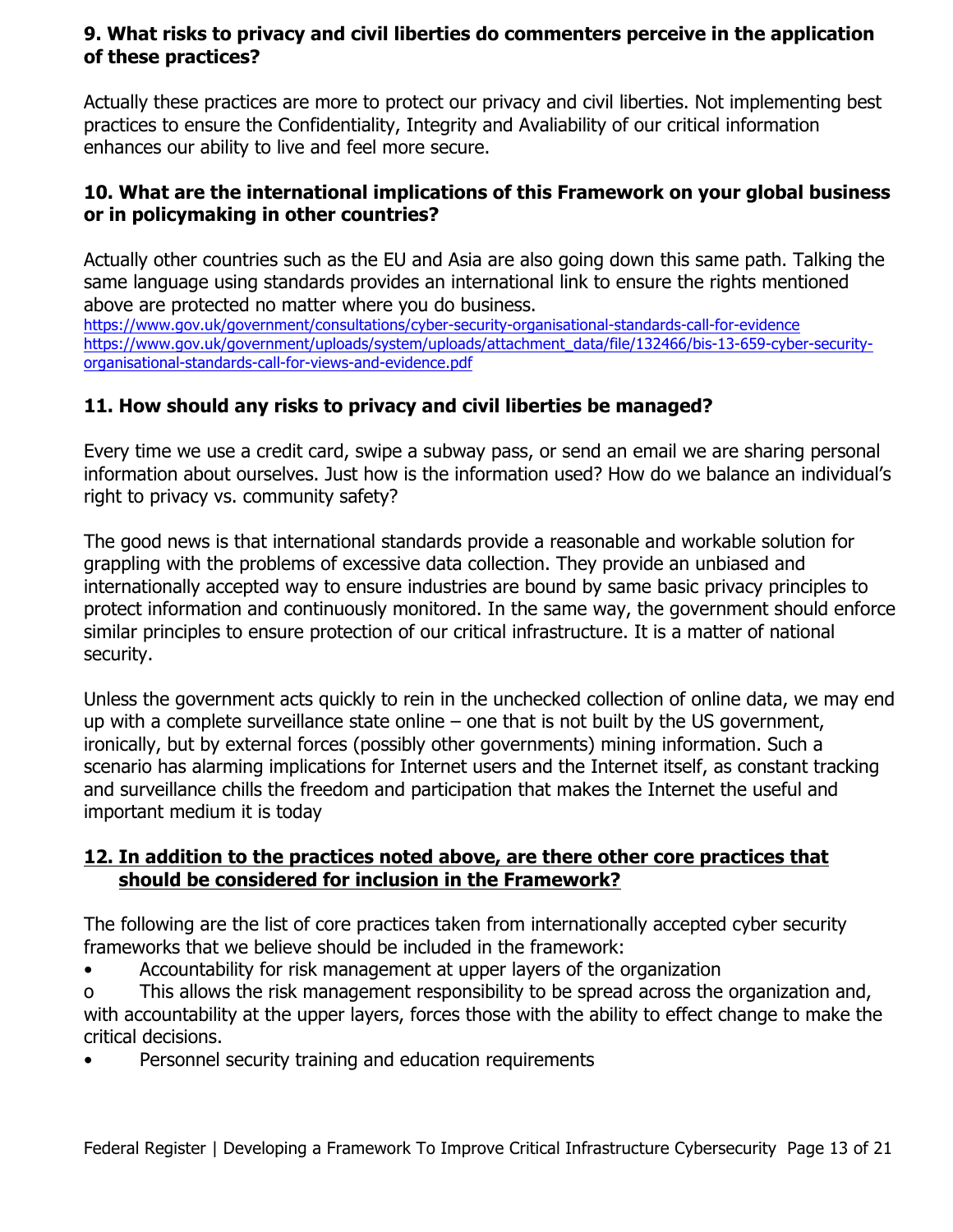### 9. What risks to privacy and civil liberties do commenters perceive in the application of these practices?

Actually these practices are more to protect our privacy and civil liberties. Not implementing best practices to ensure the Confidentiality, Integrity and Avaliability of our critical information enhances our ability to live and feel more secure.

### 10. What are the international implications of this Framework on your global business or in policymaking in other countries?

Actually other countries such as the EU and Asia are also going down this same path. Talking the same language using standards provides an international link to ensure the rights mentioned above are protected no matter where you do business.
https://www.gov.uk/government/consultations/cyber-security-organisational-standards-call-for-evidence
https://www.gov.uk/government/uploads/system/uploads/attachment_data/file/132466/bis-13-659-cyber-security-organisational-standards-call-for-views-and-evidence.pdf

### 11. How should any risks to privacy and civil liberties be managed?

Every time we use a credit card, swipe a subway pass, or send an email we are sharing personal information about ourselves. Just how is the information used? How do we balance an individual's right to privacy vs. community safety?

The good news is that international standards provide a reasonable and workable solution for grappling with the problems of excessive data collection. They provide an unbiased and internationally accepted way to ensure industries are bound by same basic privacy principles to protect information and continuously monitored. In the same way, the government should enforce similar principles to ensure protection of our critical infrastructure. It is a matter of national security.

Unless the government acts quickly to rein in the unchecked collection of online data, we may end up with a complete surveillance state online – one that is not built by the US government, ironically, but by external forces (possibly other governments) mining information. Such a scenario has alarming implications for Internet users and the Internet itself, as constant tracking and surveillance chills the freedom and participation that makes the Internet the useful and important medium it is today

### 12. In addition to the practices noted above, are there other core practices that should be considered for inclusion in the Framework?

The following are the list of core practices taken from internationally accepted cyber security frameworks that we believe should be included in the framework:

- Accountability for risk management at upper layers of the organization
  - This allows the risk management responsibility to be spread across the organization and, with accountability at the upper layers, forces those with the ability to effect change to make the critical decisions.
- Personnel security training and education requirements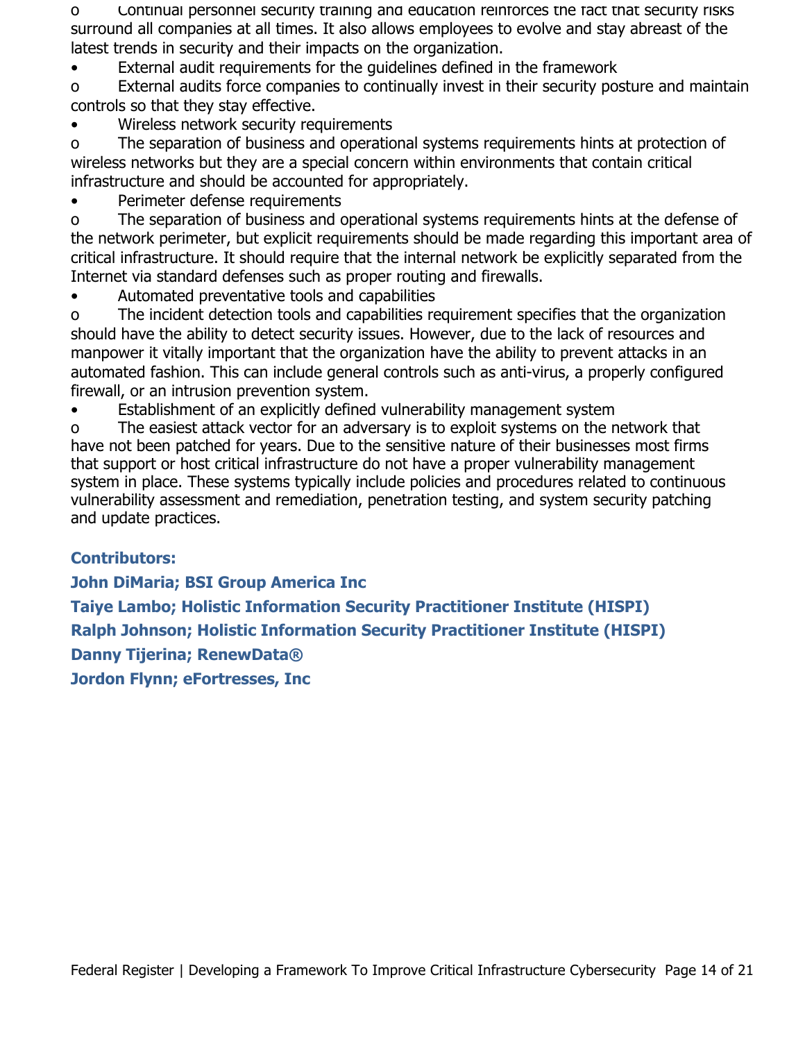o Continual personnel security training and education reinforces the fact that security risks surround all companies at all times. It also allows employees to evolve and stay abreast of the latest trends in security and their impacts on the organization.

- External audit requirements for the guidelines defined in the framework
  - External audits force companies to continually invest in their security posture and maintain controls so that they stay effective.
- Wireless network security requirements
  - The separation of business and operational systems requirements hints at protection of wireless networks but they are a special concern within environments that contain critical infrastructure and should be accounted for appropriately.
- Perimeter defense requirements
  - The separation of business and operational systems requirements hints at the defense of the network perimeter, but explicit requirements should be made regarding this important area of critical infrastructure. It should require that the internal network be explicitly separated from the Internet via standard defenses such as proper routing and firewalls.
- Automated preventative tools and capabilities
  - The incident detection tools and capabilities requirement specifies that the organization should have the ability to detect security issues. However, due to the lack of resources and manpower it vitally important that the organization have the ability to prevent attacks in an automated fashion. This can include general controls such as anti-virus, a properly configured firewall, or an intrusion prevention system.
- Establishment of an explicitly defined vulnerability management system
  - The easiest attack vector for an adversary is to exploit systems on the network that have not been patched for years. Due to the sensitive nature of their businesses most firms that support or host critical infrastructure do not have a proper vulnerability management system in place. These systems typically include policies and procedures related to continuous vulnerability assessment and remediation, penetration testing, and system security patching and update practices.

**Contributors:**

**John DiMaria; BSI Group America Inc**

**Taiye Lambo; Holistic Information Security Practitioner Institute (HISPI)**

**Ralph Johnson; Holistic Information Security Practitioner Institute (HISPI)**

**Danny Tijerina; RenewData®**

**Jordon Flynn; eFortresses, Inc**